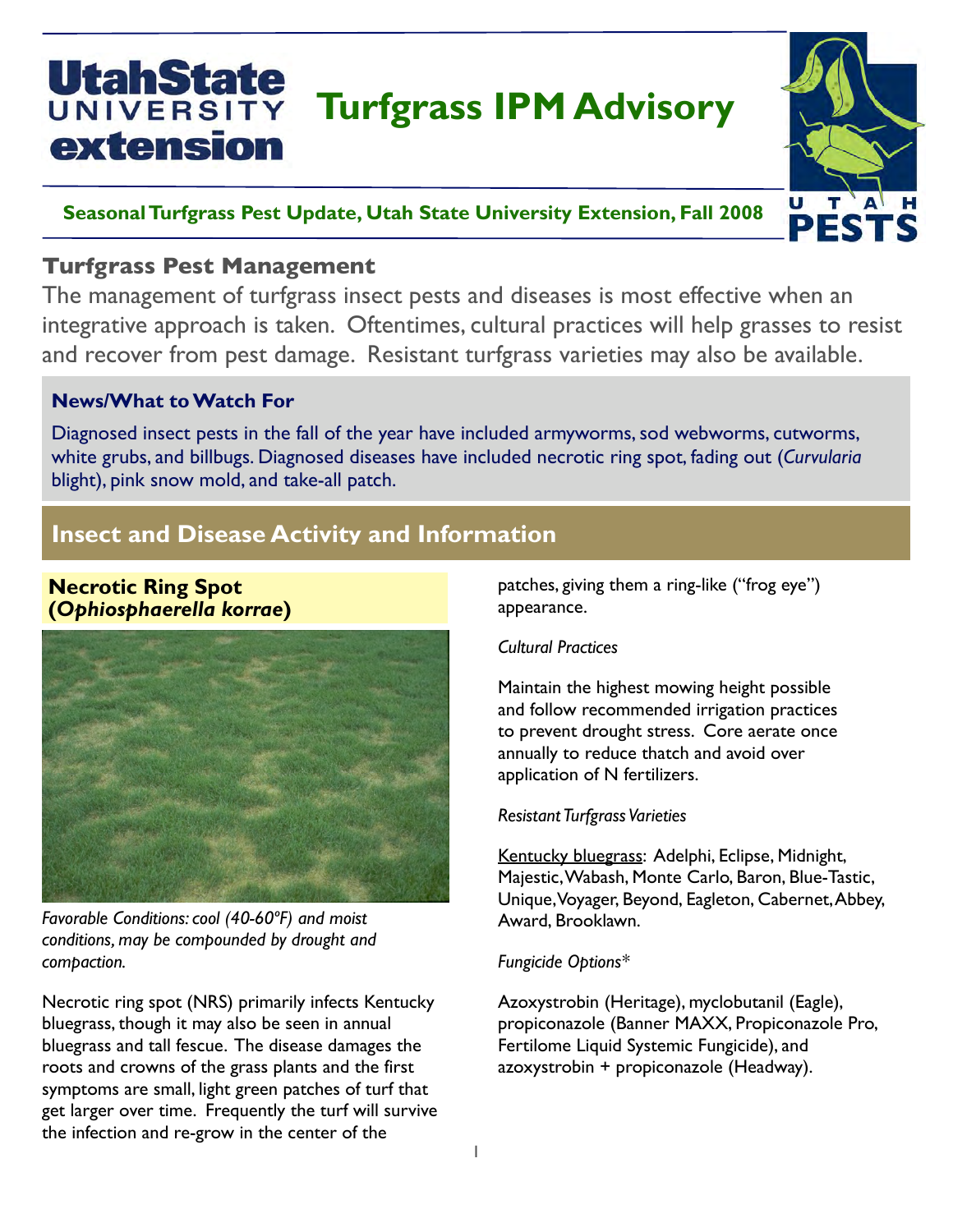# Turfgrass IPM Advisory

**Seasonal Turfgrass Pest Update, Utah State University Extension, Fall 2008**

## Turfgrass Pest Management

The management of turfgrass insect pests and diseases is most effective when an integrative approach is taken. Oftentimes, cultural practices will help grasses to resist and recover from pest damage. Resistant turfgrass varieties may also be available.

### News/What to Watch For

Diagnosed insect pests in the fall of the year have included armyworms, sod webworms, cutworms, white grubs, and billbugs. Diagnosed diseases have included necrotic ring spot, fading out (*Curvularia* blight), pink snow mold, and take-all patch.

## Insect and Disease Activity and Information

### Necrotic Ring Spot (*Ophiosphaerella korrae*)

*Favorable Conditions: cool (40-60°F) and moist conditions, may be compounded by drought and compaction.*

Necrotic ring spot (NRS) primarily infects Kentucky bluegrass, though it may also be seen in annual bluegrass and tall fescue. The disease damages the roots and crowns of the grass plants and the first symptoms are small, light green patches of turf that get larger over time. Frequently the turf will survive the infection and re-grow in the center of the patches, giving them a ring-like ("frog eye") appearance.

*Cultural Practices*

Maintain the highest mowing height possible and follow recommended irrigation practices to prevent drought stress. Core aerate once annually to reduce thatch and avoid over application of N fertilizers.

*Resistant Turfgrass Varieties*

Kentucky bluegrass: Adelphi, Eclipse, Midnight, Majestic, Wabash, Monte Carlo, Baron, Blue-Tastic, Unique, Voyager, Beyond, Eagleton, Cabernet, Abbey, Award, Brooklawn.

*Fungicide Options\**

Azoxystrobin (Heritage), myclobutanil (Eagle), propiconazole (Banner MAXX, Propiconazole Pro, Fertilome Liquid Systemic Fungicide), and azoxystrobin + propiconazole (Headway).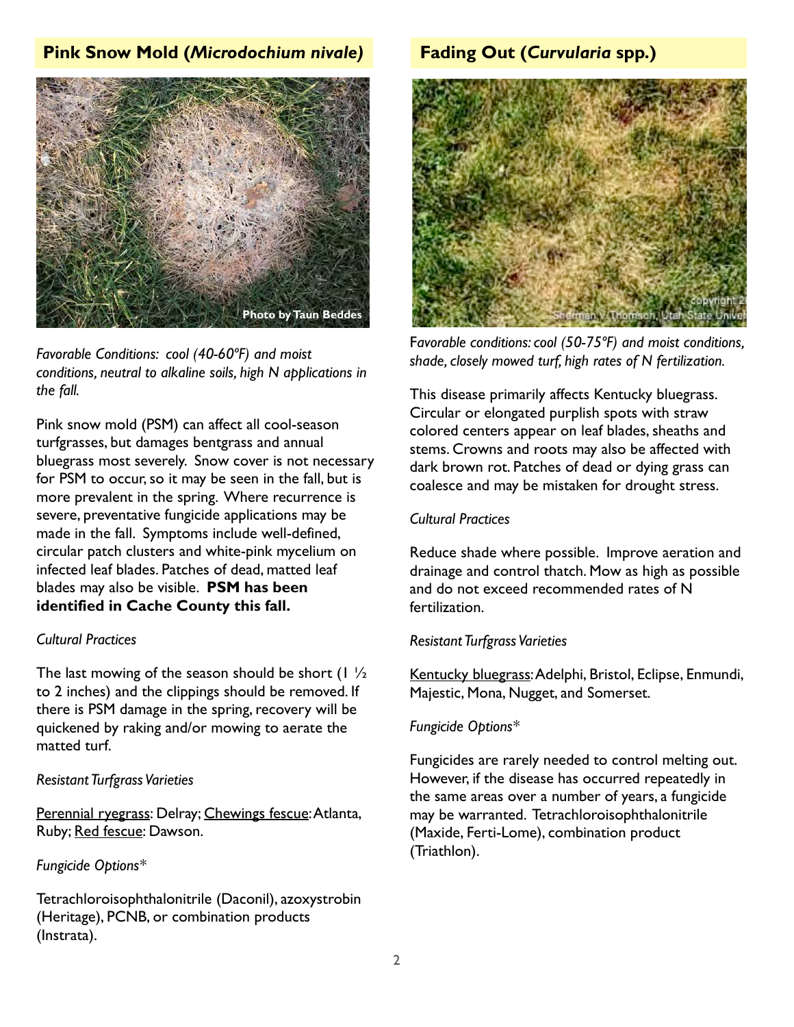## Pink Snow Mold (*Microdochium nivale)*

Photo by Taun Beddes

*Favorable Conditions: cool (40-60ºF) and moist conditions, neutral to alkaline soils, high N applications in the fall.*

Pink snow mold (PSM) can affect all cool-season turfgrasses, but damages bentgrass and annual bluegrass most severely. Snow cover is not necessary for PSM to occur, so it may be seen in the fall, but is more prevalent in the spring. Where recurrence is severe, preventative fungicide applications may be made in the fall. Symptoms include well-defined, circular patch clusters and white-pink mycelium on infected leaf blades. Patches of dead, matted leaf blades may also be visible. **PSM has been identified in Cache County this fall.**

*Cultural Practices*

The last mowing of the season should be short (1 ½ to 2 inches) and the clippings should be removed. If there is PSM damage in the spring, recovery will be quickened by raking and/or mowing to aerate the matted turf.

*Resistant Turfgrass Varieties*

Perennial ryegrass: Delray; Chewings fescue: Atlanta, Ruby; Red fescue: Dawson.

*Fungicide Options**

Tetrachloroisophthalonitrile (Daconil), azoxystrobin (Heritage), PCNB, or combination products (Instrata).

## Fading Out (*Curvularia* spp.)

copyright 2... Sherman V. Thomson, Utah State Univer...

*Favorable conditions: cool (50-75ºF) and moist conditions, shade, closely mowed turf, high rates of N fertilization.*

This disease primarily affects Kentucky bluegrass. Circular or elongated purplish spots with straw colored centers appear on leaf blades, sheaths and stems. Crowns and roots may also be affected with dark brown rot. Patches of dead or dying grass can coalesce and may be mistaken for drought stress.

*Cultural Practices*

Reduce shade where possible. Improve aeration and drainage and control thatch. Mow as high as possible and do not exceed recommended rates of N fertilization.

*Resistant Turfgrass Varieties*

Kentucky bluegrass: Adelphi, Bristol, Eclipse, Enmundi, Majestic, Mona, Nugget, and Somerset.

*Fungicide Options**

Fungicides are rarely needed to control melting out. However, if the disease has occurred repeatedly in the same areas over a number of years, a fungicide may be warranted. Tetrachloroisophthalonitrile (Maxide, Ferti-Lome), combination product (Triathlon).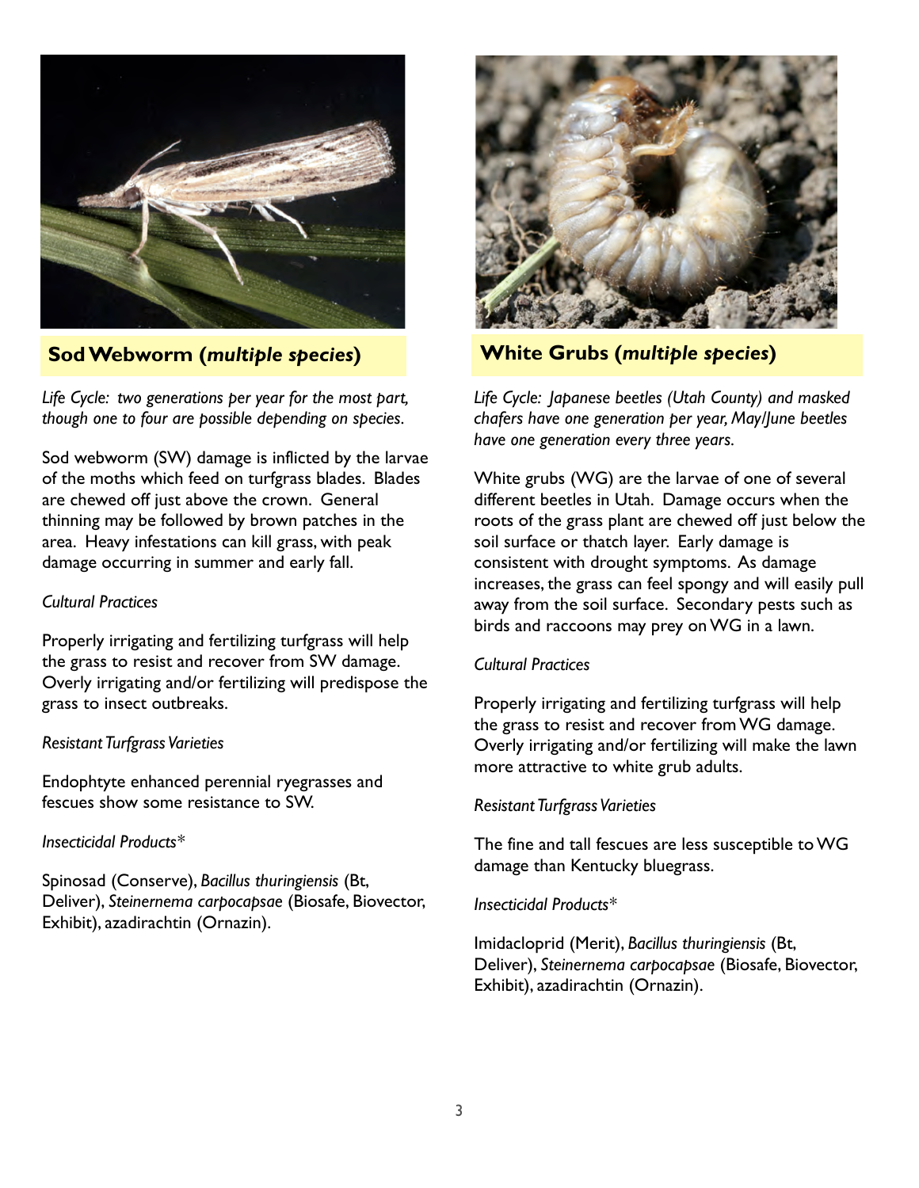## Sod Webworm (*multiple species*)

*Life Cycle: two generations per year for the most part, though one to four are possible depending on species.*

Sod webworm (SW) damage is inflicted by the larvae of the moths which feed on turfgrass blades. Blades are chewed off just above the crown. General thinning may be followed by brown patches in the area. Heavy infestations can kill grass, with peak damage occurring in summer and early fall.

*Cultural Practices*

Properly irrigating and fertilizing turfgrass will help the grass to resist and recover from SW damage. Overly irrigating and/or fertilizing will predispose the grass to insect outbreaks.

*Resistant Turfgrass Varieties*

Endophtyte enhanced perennial ryegrasses and fescues show some resistance to SW.

*Insecticidal Products**

Spinosad (Conserve), *Bacillus thuringiensis* (Bt, Deliver), *Steinernema carpocapsae* (Biosafe, Biovector, Exhibit), azadirachtin (Ornazin).

## White Grubs (*multiple species*)

*Life Cycle: Japanese beetles (Utah County) and masked chafers have one generation per year, May/June beetles have one generation every three years.*

White grubs (WG) are the larvae of one of several different beetles in Utah. Damage occurs when the roots of the grass plant are chewed off just below the soil surface or thatch layer. Early damage is consistent with drought symptoms. As damage increases, the grass can feel spongy and will easily pull away from the soil surface. Secondary pests such as birds and raccoons may prey on WG in a lawn.

*Cultural Practices*

Properly irrigating and fertilizing turfgrass will help the grass to resist and recover from WG damage. Overly irrigating and/or fertilizing will make the lawn more attractive to white grub adults.

*Resistant Turfgrass Varieties*

The fine and tall fescues are less susceptible to WG damage than Kentucky bluegrass.

*Insecticidal Products**

Imidacloprid (Merit), *Bacillus thuringiensis* (Bt, Deliver), *Steinernema carpocapsae* (Biosafe, Biovector, Exhibit), azadirachtin (Ornazin).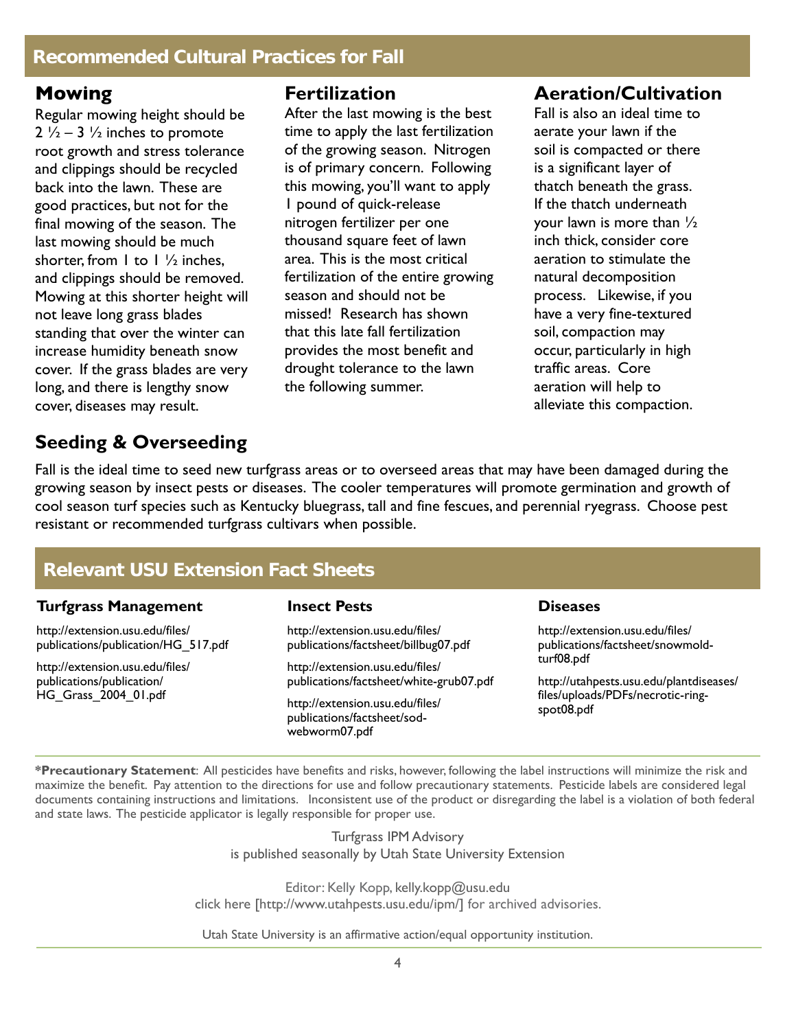## Recommended Cultural Practices for Fall

### Mowing

Regular mowing height should be 2 ½ – 3 ½ inches to promote root growth and stress tolerance and clippings should be recycled back into the lawn. These are good practices, but not for the final mowing of the season. The last mowing should be much shorter, from 1 to 1 ½ inches, and clippings should be removed. Mowing at this shorter height will not leave long grass blades standing that over the winter can increase humidity beneath snow cover. If the grass blades are very long, and there is lengthy snow cover, diseases may result.

### Fertilization

After the last mowing is the best time to apply the last fertilization of the growing season. Nitrogen is of primary concern. Following this mowing, you'll want to apply 1 pound of quick-release nitrogen fertilizer per one thousand square feet of lawn area. This is the most critical fertilization of the entire growing season and should not be missed! Research has shown that this late fall fertilization provides the most benefit and drought tolerance to the lawn the following summer.

### Aeration/Cultivation

Fall is also an ideal time to aerate your lawn if the soil is compacted or there is a significant layer of thatch beneath the grass. If the thatch underneath your lawn is more than ½ inch thick, consider core aeration to stimulate the natural decomposition process. Likewise, if you have a very fine-textured soil, compaction may occur, particularly in high traffic areas. Core aeration will help to alleviate this compaction.

### Seeding & Overseeding

Fall is the ideal time to seed new turfgrass areas or to overseed areas that may have been damaged during the growing season by insect pests or diseases. The cooler temperatures will promote germination and growth of cool season turf species such as Kentucky bluegrass, tall and fine fescues, and perennial ryegrass. Choose pest resistant or recommended turfgrass cultivars when possible.

## Relevant USU Extension Fact Sheets

**Turfgrass Management**

http://extension.usu.edu/files/publications/publication/HG_517.pdf

http://extension.usu.edu/files/publications/publication/HG_Grass_2004_01.pdf

**Insect Pests**

http://extension.usu.edu/files/publications/factsheet/billbug07.pdf

http://extension.usu.edu/files/publications/factsheet/white-grub07.pdf

http://extension.usu.edu/files/publications/factsheet/sod-webworm07.pdf

**Diseases**

http://extension.usu.edu/files/publications/factsheet/snowmold-turf08.pdf

http://utahpests.usu.edu/plantdiseases/files/uploads/PDFs/necrotic-ring-spot08.pdf

**\*Precautionary Statement**: All pesticides have benefits and risks, however, following the label instructions will minimize the risk and maximize the benefit. Pay attention to the directions for use and follow precautionary statements. Pesticide labels are considered legal documents containing instructions and limitations. Inconsistent use of the product or disregarding the label is a violation of both federal and state laws. The pesticide applicator is legally responsible for proper use.

Turfgrass IPM Advisory
is published seasonally by Utah State University Extension

Editor: Kelly Kopp, kelly.kopp@usu.edu
click here [http://www.utahpests.usu.edu/ipm/] for archived advisories.

Utah State University is an affirmative action/equal opportunity institution.